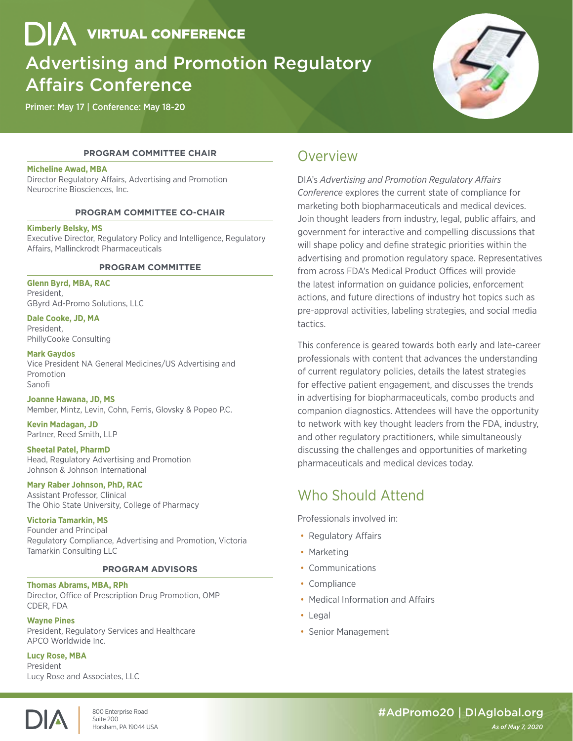# DIA VIRTUAL CONFERENCE

# Advertising and Promotion Regulatory Affairs Conference

Primer: May 17 | Conference: May 18-20

## Overview

DIA's *Advertising and Promotion Regulatory Affairs Conference* explores the current state of compliance for marketing both biopharmaceuticals and medical devices. Join thought leaders from industry, legal, public affairs, and government for interactive and compelling discussions that will shape policy and define strategic priorities within the advertising and promotion regulatory space. Representatives from across FDA's Medical Product Offices will provide the latest information on guidance policies, enforcement actions, and future directions of industry hot topics such as pre-approval activities, labeling strategies, and social media tactics.

This conference is geared towards both early and late-career professionals with content that advances the understanding of current regulatory policies, details the latest strategies for effective patient engagement, and discusses the trends in advertising for biopharmaceuticals, combo products and companion diagnostics. Attendees will have the opportunity to network with key thought leaders from the FDA, industry, and other regulatory practitioners, while simultaneously discussing the challenges and opportunities of marketing pharmaceuticals and medical devices today.

## Who Should Attend

Professionals involved in:

- Regulatory Affairs
- Marketing
- Communications
- Compliance
- Medical Information and Affairs
- Legal
- Senior Management

### PROGRAM COMMITTEE CHAIR

**Micheline Awad, MBA**
Director Regulatory Affairs, Advertising and Promotion
Neurocrine Biosciences, Inc.

### PROGRAM COMMITTEE CO-CHAIR

**Kimberly Belsky, MS**
Executive Director, Regulatory Policy and Intelligence, Regulatory Affairs, Mallinckrodt Pharmaceuticals

### PROGRAM COMMITTEE

**Glenn Byrd, MBA, RAC**
President,
GByrd Ad-Promo Solutions, LLC

**Dale Cooke, JD, MA**
President,
PhillyCooke Consulting

**Mark Gaydos**
Vice President NA General Medicines/US Advertising and Promotion
Sanofi

**Joanne Hawana, JD, MS**
Member, Mintz, Levin, Cohn, Ferris, Glovsky & Popeo P.C.

**Kevin Madagan, JD**
Partner, Reed Smith, LLP

**Sheetal Patel, PharmD**
Head, Regulatory Advertising and Promotion
Johnson & Johnson International

**Mary Raber Johnson, PhD, RAC**
Assistant Professor, Clinical
The Ohio State University, College of Pharmacy

**Victoria Tamarkin, MS**
Founder and Principal
Regulatory Compliance, Advertising and Promotion, Victoria Tamarkin Consulting LLC

### PROGRAM ADVISORS

**Thomas Abrams, MBA, RPh**
Director, Office of Prescription Drug Promotion, OMP
CDER, FDA

**Wayne Pines**
President, Regulatory Services and Healthcare
APCO Worldwide Inc.

**Lucy Rose, MBA**
President
Lucy Rose and Associates, LLC

DIA
800 Enterprise Road
Suite 200
Horsham, PA 19044 USA

#AdPromo20 | DIAglobal.org

*As of May 7, 2020*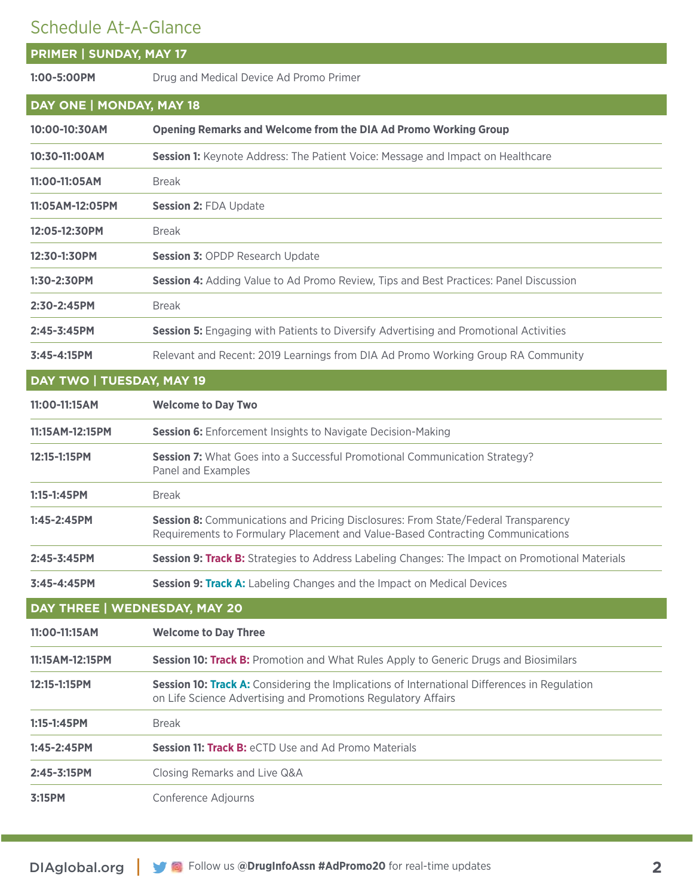# Schedule At-A-Glance

## PRIMER | SUNDAY, MAY 17

| | |
|---|---|
| **1:00-5:00PM** | Drug and Medical Device Ad Promo Primer |

## DAY ONE | MONDAY, MAY 18

| | |
|---|---|
| **10:00-10:30AM** | **Opening Remarks and Welcome from the DIA Ad Promo Working Group** |
| **10:30-11:00AM** | **Session 1:** Keynote Address: The Patient Voice: Message and Impact on Healthcare |
| **11:00-11:05AM** | Break |
| **11:05AM-12:05PM** | **Session 2:** FDA Update |
| **12:05-12:30PM** | Break |
| **12:30-1:30PM** | **Session 3:** OPDP Research Update |
| **1:30-2:30PM** | **Session 4:** Adding Value to Ad Promo Review, Tips and Best Practices: Panel Discussion |
| **2:30-2:45PM** | Break |
| **2:45-3:45PM** | **Session 5:** Engaging with Patients to Diversify Advertising and Promotional Activities |
| **3:45-4:15PM** | Relevant and Recent: 2019 Learnings from DIA Ad Promo Working Group RA Community |

## DAY TWO | TUESDAY, MAY 19

| | |
|---|---|
| **11:00-11:15AM** | **Welcome to Day Two** |
| **11:15AM-12:15PM** | **Session 6:** Enforcement Insights to Navigate Decision-Making |
| **12:15-1:15PM** | **Session 7:** What Goes into a Successful Promotional Communication Strategy? Panel and Examples |
| **1:15-1:45PM** | Break |
| **1:45-2:45PM** | **Session 8:** Communications and Pricing Disclosures: From State/Federal Transparency Requirements to Formulary Placement and Value-Based Contracting Communications |
| **2:45-3:45PM** | **Session 9: Track B:** Strategies to Address Labeling Changes: The Impact on Promotional Materials |
| **3:45-4:45PM** | **Session 9: Track A:** Labeling Changes and the Impact on Medical Devices |

## DAY THREE | WEDNESDAY, MAY 20

| | |
|---|---|
| **11:00-11:15AM** | **Welcome to Day Three** |
| **11:15AM-12:15PM** | **Session 10: Track B:** Promotion and What Rules Apply to Generic Drugs and Biosimilars |
| **12:15-1:15PM** | **Session 10: Track A:** Considering the Implications of International Differences in Regulation on Life Science Advertising and Promotions Regulatory Affairs |
| **1:15-1:45PM** | Break |
| **1:45-2:45PM** | **Session 11: Track B:** eCTD Use and Ad Promo Materials |
| **2:45-3:15PM** | Closing Remarks and Live Q&A |
| **3:15PM** | Conference Adjourns |

DIAglobal.org | Follow us **@DrugInfoAssn #AdPromo20** for real-time updates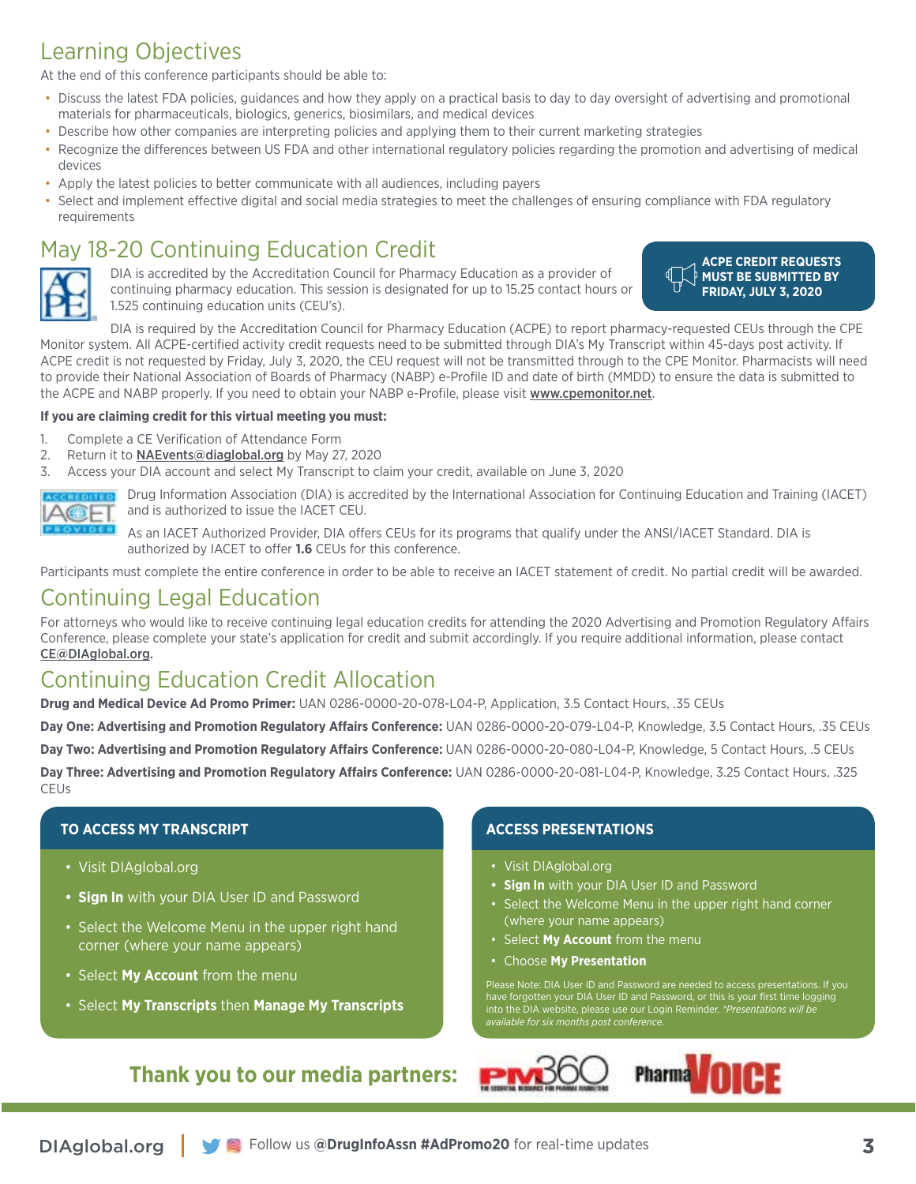## Learning Objectives

At the end of this conference participants should be able to:

- Discuss the latest FDA policies, guidances and how they apply on a practical basis to day to day oversight of advertising and promotional materials for pharmaceuticals, biologics, generics, biosimilars, and medical devices
- Describe how other companies are interpreting policies and applying them to their current marketing strategies
- Recognize the differences between US FDA and other international regulatory policies regarding the promotion and advertising of medical devices
- Apply the latest policies to better communicate with all audiences, including payers
- Select and implement effective digital and social media strategies to meet the challenges of ensuring compliance with FDA regulatory requirements

## May 18-20 Continuing Education Credit

**ACPE CREDIT REQUESTS MUST BE SUBMITTED BY FRIDAY, JULY 3, 2020**

DIA is accredited by the Accreditation Council for Pharmacy Education as a provider of continuing pharmacy education. This session is designated for up to 15.25 contact hours or 1.525 continuing education units (CEU's).

DIA is required by the Accreditation Council for Pharmacy Education (ACPE) to report pharmacy-requested CEUs through the CPE Monitor system. All ACPE-certified activity credit requests need to be submitted through DIA's My Transcript within 45-days post activity. If ACPE credit is not requested by Friday, July 3, 2020, the CEU request will not be transmitted through to the CPE Monitor. Pharmacists will need to provide their National Association of Boards of Pharmacy (NABP) e-Profile ID and date of birth (MMDD) to ensure the data is submitted to the ACPE and NABP properly. If you need to obtain your NABP e-Profile, please visit www.cpemonitor.net.

**If you are claiming credit for this virtual meeting you must:**

1. Complete a CE Verification of Attendance Form
2. Return it to NAEvents@diaglobal.org by May 27, 2020
3. Access your DIA account and select My Transcript to claim your credit, available on June 3, 2020

Drug Information Association (DIA) is accredited by the International Association for Continuing Education and Training (IACET) and is authorized to issue the IACET CEU.

As an IACET Authorized Provider, DIA offers CEUs for its programs that qualify under the ANSI/IACET Standard. DIA is authorized by IACET to offer **1.6** CEUs for this conference.

Participants must complete the entire conference in order to be able to receive an IACET statement of credit. No partial credit will be awarded.

## Continuing Legal Education

For attorneys who would like to receive continuing legal education credits for attending the 2020 Advertising and Promotion Regulatory Affairs Conference, please complete your state's application for credit and submit accordingly. If you require additional information, please contact CE@DIAglobal.org.

## Continuing Education Credit Allocation

**Drug and Medical Device Ad Promo Primer:** UAN 0286-0000-20-078-L04-P, Application, 3.5 Contact Hours, .35 CEUs

**Day One: Advertising and Promotion Regulatory Affairs Conference:** UAN 0286-0000-20-079-L04-P, Knowledge, 3.5 Contact Hours, .35 CEUs

**Day Two: Advertising and Promotion Regulatory Affairs Conference:** UAN 0286-0000-20-080-L04-P, Knowledge, 5 Contact Hours, .5 CEUs

**Day Three: Advertising and Promotion Regulatory Affairs Conference:** UAN 0286-0000-20-081-L04-P, Knowledge, 3.25 Contact Hours, .325 CEUs

### TO ACCESS MY TRANSCRIPT

- Visit DIAglobal.org
- **Sign In** with your DIA User ID and Password
- Select the Welcome Menu in the upper right hand corner (where your name appears)
- Select **My Account** from the menu
- Select **My Transcripts** then **Manage My Transcripts**

### ACCESS PRESENTATIONS

- Visit DIAglobal.org
- **Sign In** with your DIA User ID and Password
- Select the Welcome Menu in the upper right hand corner (where your name appears)
- Select **My Account** from the menu
- Choose **My Presentation**

Please Note: DIA User ID and Password are needed to access presentations. If you have forgotten your DIA User ID and Password, or this is your first time logging into the DIA website, please use our Login Reminder. *\*Presentations will be available for six months post conference.*

**Thank you to our media partners:** PM360, PharmaVOICE

DIAglobal.org | Follow us **@DrugInfoAssn #AdPromo20** for real-time updates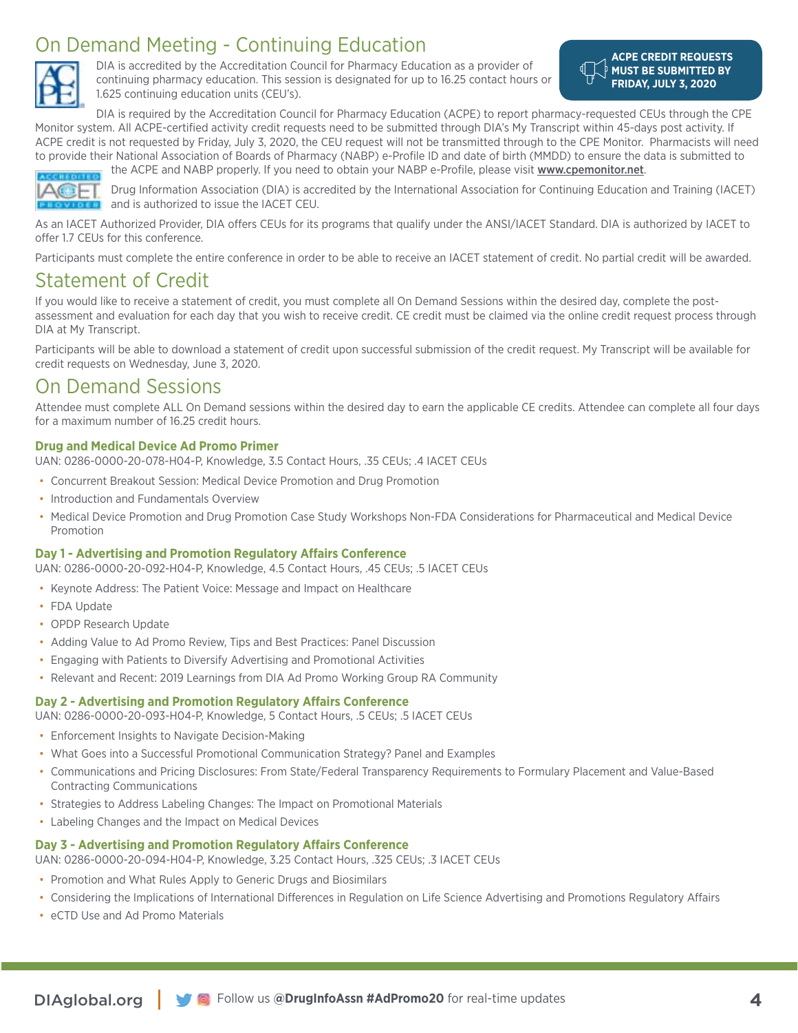# On Demand Meeting - Continuing Education

**ACPE CREDIT REQUESTS MUST BE SUBMITTED BY FRIDAY, JULY 3, 2020**

DIA is accredited by the Accreditation Council for Pharmacy Education as a provider of continuing pharmacy education. This session is designated for up to 16.25 contact hours or 1.625 continuing education units (CEU's).

DIA is required by the Accreditation Council for Pharmacy Education (ACPE) to report pharmacy-requested CEUs through the CPE Monitor system. All ACPE-certified activity credit requests need to be submitted through DIA's My Transcript within 45-days post activity. If ACPE credit is not requested by Friday, July 3, 2020, the CEU request will not be transmitted through to the CPE Monitor. Pharmacists will need to provide their National Association of Boards of Pharmacy (NABP) e-Profile ID and date of birth (MMDD) to ensure the data is submitted to the ACPE and NABP properly. If you need to obtain your NABP e-Profile, please visit **www.cpemonitor.net**.

Drug Information Association (DIA) is accredited by the International Association for Continuing Education and Training (IACET) and is authorized to issue the IACET CEU.

As an IACET Authorized Provider, DIA offers CEUs for its programs that qualify under the ANSI/IACET Standard. DIA is authorized by IACET to offer 1.7 CEUs for this conference.

Participants must complete the entire conference in order to be able to receive an IACET statement of credit. No partial credit will be awarded.

# Statement of Credit

If you would like to receive a statement of credit, you must complete all On Demand Sessions within the desired day, complete the post-assessment and evaluation for each day that you wish to receive credit. CE credit must be claimed via the online credit request process through DIA at My Transcript.

Participants will be able to download a statement of credit upon successful submission of the credit request. My Transcript will be available for credit requests on Wednesday, June 3, 2020.

# On Demand Sessions

Attendee must complete ALL On Demand sessions within the desired day to earn the applicable CE credits. Attendee can complete all four days for a maximum number of 16.25 credit hours.

### Drug and Medical Device Ad Promo Primer

UAN: 0286-0000-20-078-H04-P, Knowledge, 3.5 Contact Hours, .35 CEUs; .4 IACET CEUs

- Concurrent Breakout Session: Medical Device Promotion and Drug Promotion
- Introduction and Fundamentals Overview
- Medical Device Promotion and Drug Promotion Case Study Workshops Non-FDA Considerations for Pharmaceutical and Medical Device Promotion

### Day 1 - Advertising and Promotion Regulatory Affairs Conference

UAN: 0286-0000-20-092-H04-P, Knowledge, 4.5 Contact Hours, .45 CEUs; .5 IACET CEUs

- Keynote Address: The Patient Voice: Message and Impact on Healthcare
- FDA Update
- OPDP Research Update
- Adding Value to Ad Promo Review, Tips and Best Practices: Panel Discussion
- Engaging with Patients to Diversify Advertising and Promotional Activities
- Relevant and Recent: 2019 Learnings from DIA Ad Promo Working Group RA Community

### Day 2 - Advertising and Promotion Regulatory Affairs Conference

UAN: 0286-0000-20-093-H04-P, Knowledge, 5 Contact Hours, .5 CEUs; .5 IACET CEUs

- Enforcement Insights to Navigate Decision-Making
- What Goes into a Successful Promotional Communication Strategy? Panel and Examples
- Communications and Pricing Disclosures: From State/Federal Transparency Requirements to Formulary Placement and Value-Based Contracting Communications
- Strategies to Address Labeling Changes: The Impact on Promotional Materials
- Labeling Changes and the Impact on Medical Devices

### Day 3 - Advertising and Promotion Regulatory Affairs Conference

UAN: 0286-0000-20-094-H04-P, Knowledge, 3.25 Contact Hours, .325 CEUs; .3 IACET CEUs

- Promotion and What Rules Apply to Generic Drugs and Biosimilars
- Considering the Implications of International Differences in Regulation on Life Science Advertising and Promotions Regulatory Affairs
- eCTD Use and Ad Promo Materials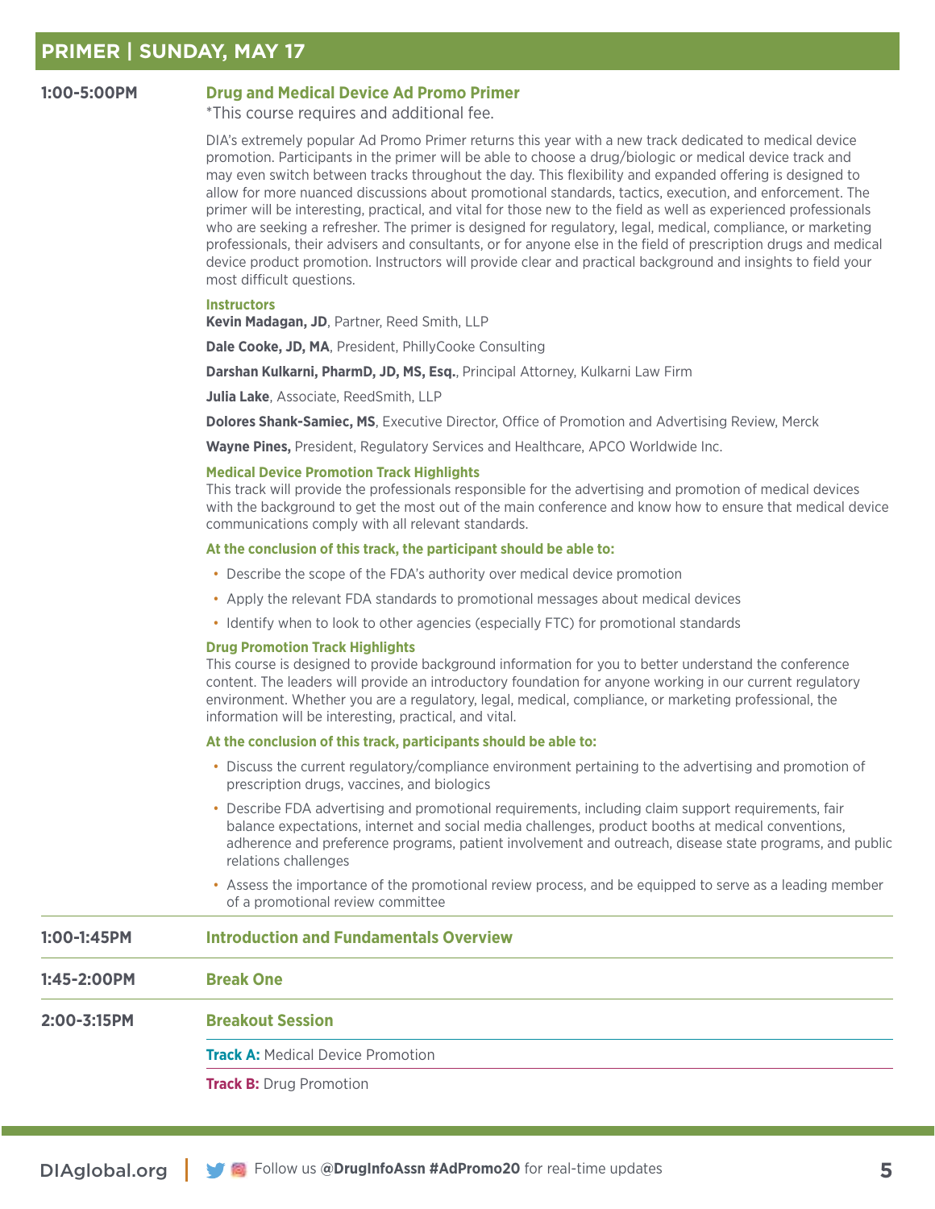## PRIMER | SUNDAY, MAY 17

**1:00-5:00PM**

### Drug and Medical Device Ad Promo Primer

*This course requires and additional fee.

DIA's extremely popular Ad Promo Primer returns this year with a new track dedicated to medical device promotion. Participants in the primer will be able to choose a drug/biologic or medical device track and may even switch between tracks throughout the day. This flexibility and expanded offering is designed to allow for more nuanced discussions about promotional standards, tactics, execution, and enforcement. The primer will be interesting, practical, and vital for those new to the field as well as experienced professionals who are seeking a refresher. The primer is designed for regulatory, legal, medical, compliance, or marketing professionals, their advisers and consultants, or for anyone else in the field of prescription drugs and medical device product promotion. Instructors will provide clear and practical background and insights to field your most difficult questions.

#### Instructors

**Kevin Madagan, JD**, Partner, Reed Smith, LLP

**Dale Cooke, JD, MA**, President, PhillyCooke Consulting

**Darshan Kulkarni, PharmD, JD, MS, Esq.**, Principal Attorney, Kulkarni Law Firm

**Julia Lake**, Associate, ReedSmith, LLP

**Dolores Shank-Samiec, MS**, Executive Director, Office of Promotion and Advertising Review, Merck

**Wayne Pines,** President, Regulatory Services and Healthcare, APCO Worldwide Inc.

#### Medical Device Promotion Track Highlights

This track will provide the professionals responsible for the advertising and promotion of medical devices with the background to get the most out of the main conference and know how to ensure that medical device communications comply with all relevant standards.

**At the conclusion of this track, the participant should be able to:**

- Describe the scope of the FDA's authority over medical device promotion
- Apply the relevant FDA standards to promotional messages about medical devices
- Identify when to look to other agencies (especially FTC) for promotional standards

#### Drug Promotion Track Highlights

This course is designed to provide background information for you to better understand the conference content. The leaders will provide an introductory foundation for anyone working in our current regulatory environment. Whether you are a regulatory, legal, medical, compliance, or marketing professional, the information will be interesting, practical, and vital.

**At the conclusion of this track, participants should be able to:**

- Discuss the current regulatory/compliance environment pertaining to the advertising and promotion of prescription drugs, vaccines, and biologics
- Describe FDA advertising and promotional requirements, including claim support requirements, fair balance expectations, internet and social media challenges, product booths at medical conventions, adherence and preference programs, patient involvement and outreach, disease state programs, and public relations challenges
- Assess the importance of the promotional review process, and be equipped to serve as a leading member of a promotional review committee

**1:00-1:45PM** — **Introduction and Fundamentals Overview**

**1:45-2:00PM** — **Break One**

**2:00-3:15PM** — **Breakout Session**

**Track A:** Medical Device Promotion

**Track B:** Drug Promotion

DIAglobal.org | Follow us **@DrugInfoAssn #AdPromo20** for real-time updates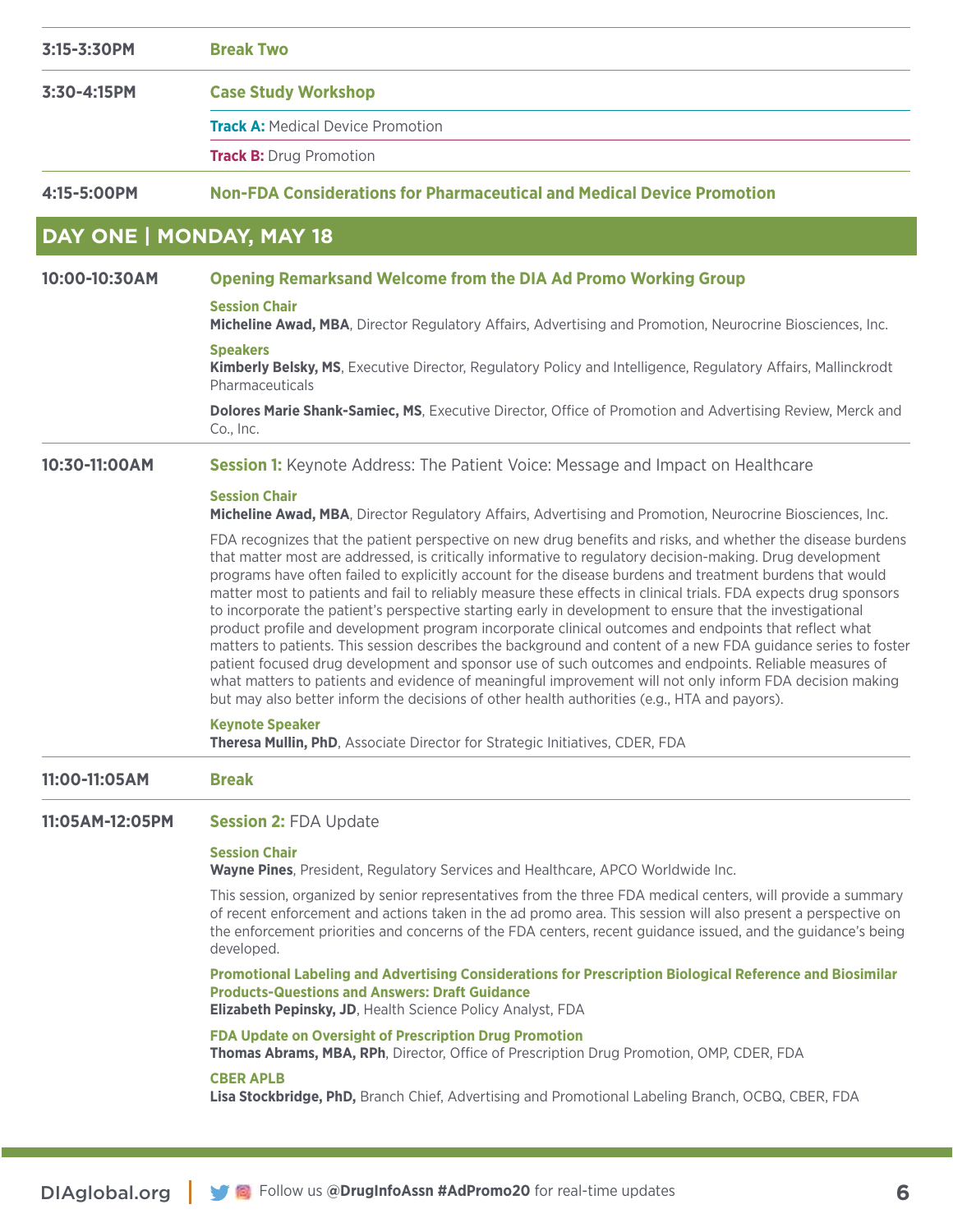**3:15-3:30PM** — **Break Two**

**3:30-4:15PM** — **Case Study Workshop**

**Track A:** Medical Device Promotion

**Track B:** Drug Promotion

**4:15-5:00PM** — **Non-FDA Considerations for Pharmaceutical and Medical Device Promotion**

## DAY ONE | MONDAY, MAY 18

**10:00-10:30AM** — **Opening Remarksand Welcome from the DIA Ad Promo Working Group**

**Session Chair**
**Micheline Awad, MBA**, Director Regulatory Affairs, Advertising and Promotion, Neurocrine Biosciences, Inc.

**Speakers**
**Kimberly Belsky, MS**, Executive Director, Regulatory Policy and Intelligence, Regulatory Affairs, Mallinckrodt Pharmaceuticals

**Dolores Marie Shank-Samiec, MS**, Executive Director, Office of Promotion and Advertising Review, Merck and Co., Inc.

**10:30-11:00AM** — **Session 1:** Keynote Address: The Patient Voice: Message and Impact on Healthcare

**Session Chair**
**Micheline Awad, MBA**, Director Regulatory Affairs, Advertising and Promotion, Neurocrine Biosciences, Inc.

FDA recognizes that the patient perspective on new drug benefits and risks, and whether the disease burdens that matter most are addressed, is critically informative to regulatory decision-making. Drug development programs have often failed to explicitly account for the disease burdens and treatment burdens that would matter most to patients and fail to reliably measure these effects in clinical trials. FDA expects drug sponsors to incorporate the patient's perspective starting early in development to ensure that the investigational product profile and development program incorporate clinical outcomes and endpoints that reflect what matters to patients. This session describes the background and content of a new FDA guidance series to foster patient focused drug development and sponsor use of such outcomes and endpoints. Reliable measures of what matters to patients and evidence of meaningful improvement will not only inform FDA decision making but may also better inform the decisions of other health authorities (e.g., HTA and payors).

**Keynote Speaker**
**Theresa Mullin, PhD**, Associate Director for Strategic Initiatives, CDER, FDA

**11:00-11:05AM** — **Break**

**11:05AM-12:05PM** — **Session 2:** FDA Update

**Session Chair**
**Wayne Pines**, President, Regulatory Services and Healthcare, APCO Worldwide Inc.

This session, organized by senior representatives from the three FDA medical centers, will provide a summary of recent enforcement and actions taken in the ad promo area. This session will also present a perspective on the enforcement priorities and concerns of the FDA centers, recent guidance issued, and the guidance's being developed.

**Promotional Labeling and Advertising Considerations for Prescription Biological Reference and Biosimilar Products-Questions and Answers: Draft Guidance**
**Elizabeth Pepinsky, JD**, Health Science Policy Analyst, FDA

**FDA Update on Oversight of Prescription Drug Promotion**
**Thomas Abrams, MBA, RPh**, Director, Office of Prescription Drug Promotion, OMP, CDER, FDA

**CBER APLB**
**Lisa Stockbridge, PhD,** Branch Chief, Advertising and Promotional Labeling Branch, OCBQ, CBER, FDA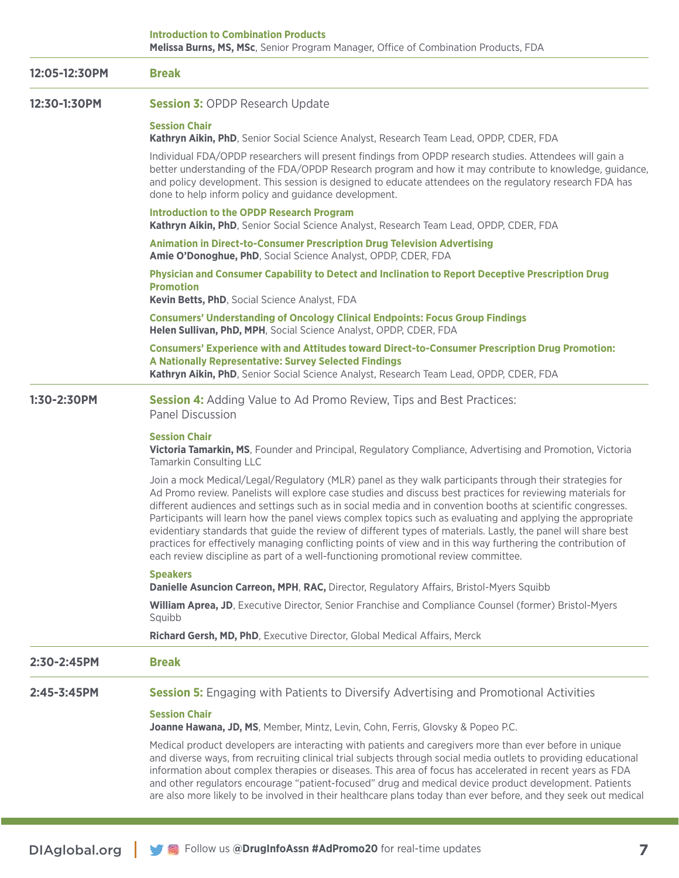**Introduction to Combination Products**
**Melissa Burns, MS, MSc**, Senior Program Manager, Office of Combination Products, FDA

**12:05-12:30PM** **Break**

**12:30-1:30PM**

## Session 3: OPDP Research Update

**Session Chair**
**Kathryn Aikin, PhD**, Senior Social Science Analyst, Research Team Lead, OPDP, CDER, FDA

Individual FDA/OPDP researchers will present findings from OPDP research studies. Attendees will gain a better understanding of the FDA/OPDP Research program and how it may contribute to knowledge, guidance, and policy development. This session is designed to educate attendees on the regulatory research FDA has done to help inform policy and guidance development.

**Introduction to the OPDP Research Program**
**Kathryn Aikin, PhD**, Senior Social Science Analyst, Research Team Lead, OPDP, CDER, FDA

**Animation in Direct-to-Consumer Prescription Drug Television Advertising**
**Amie O'Donoghue, PhD**, Social Science Analyst, OPDP, CDER, FDA

**Physician and Consumer Capability to Detect and Inclination to Report Deceptive Prescription Drug Promotion**
**Kevin Betts, PhD**, Social Science Analyst, FDA

**Consumers' Understanding of Oncology Clinical Endpoints: Focus Group Findings**
**Helen Sullivan, PhD, MPH**, Social Science Analyst, OPDP, CDER, FDA

**Consumers' Experience with and Attitudes toward Direct-to-Consumer Prescription Drug Promotion: A Nationally Representative: Survey Selected Findings**
**Kathryn Aikin, PhD**, Senior Social Science Analyst, Research Team Lead, OPDP, CDER, FDA

**1:30-2:30PM**

## Session 4: Adding Value to Ad Promo Review, Tips and Best Practices: Panel Discussion

**Session Chair**
**Victoria Tamarkin, MS**, Founder and Principal, Regulatory Compliance, Advertising and Promotion, Victoria Tamarkin Consulting LLC

Join a mock Medical/Legal/Regulatory (MLR) panel as they walk participants through their strategies for Ad Promo review. Panelists will explore case studies and discuss best practices for reviewing materials for different audiences and settings such as in social media and in convention booths at scientific congresses. Participants will learn how the panel views complex topics such as evaluating and applying the appropriate evidentiary standards that guide the review of different types of materials. Lastly, the panel will share best practices for effectively managing conflicting points of view and in this way furthering the contribution of each review discipline as part of a well-functioning promotional review committee.

**Speakers**
**Danielle Asuncion Carreon, MPH**, **RAC,** Director, Regulatory Affairs, Bristol-Myers Squibb

**William Aprea, JD**, Executive Director, Senior Franchise and Compliance Counsel (former) Bristol-Myers Squibb

**Richard Gersh, MD, PhD**, Executive Director, Global Medical Affairs, Merck

**2:30-2:45PM** **Break**

**2:45-3:45PM**

## Session 5: Engaging with Patients to Diversify Advertising and Promotional Activities

**Session Chair**
**Joanne Hawana, JD, MS**, Member, Mintz, Levin, Cohn, Ferris, Glovsky & Popeo P.C.

Medical product developers are interacting with patients and caregivers more than ever before in unique and diverse ways, from recruiting clinical trial subjects through social media outlets to providing educational information about complex therapies or diseases. This area of focus has accelerated in recent years as FDA and other regulators encourage "patient-focused" drug and medical device product development. Patients are also more likely to be involved in their healthcare plans today than ever before, and they seek out medical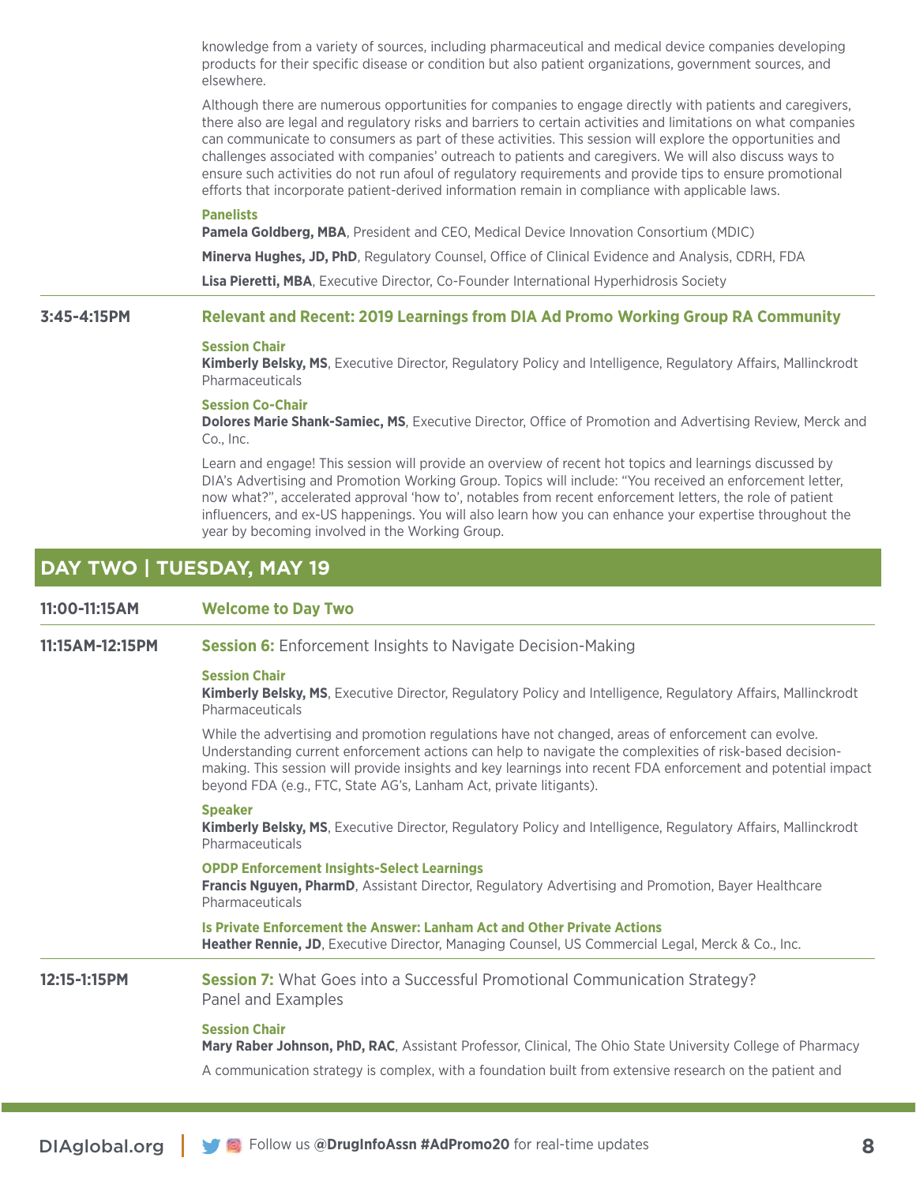knowledge from a variety of sources, including pharmaceutical and medical device companies developing products for their specific disease or condition but also patient organizations, government sources, and elsewhere.

Although there are numerous opportunities for companies to engage directly with patients and caregivers, there also are legal and regulatory risks and barriers to certain activities and limitations on what companies can communicate to consumers as part of these activities. This session will explore the opportunities and challenges associated with companies' outreach to patients and caregivers. We will also discuss ways to ensure such activities do not run afoul of regulatory requirements and provide tips to ensure promotional efforts that incorporate patient-derived information remain in compliance with applicable laws.

**Panelists**

**Pamela Goldberg, MBA**, President and CEO, Medical Device Innovation Consortium (MDIC)

**Minerva Hughes, JD, PhD**, Regulatory Counsel, Office of Clinical Evidence and Analysis, CDRH, FDA

**Lisa Pieretti, MBA**, Executive Director, Co-Founder International Hyperhidrosis Society

---

**3:45-4:15PM** — **Relevant and Recent: 2019 Learnings from DIA Ad Promo Working Group RA Community**

**Session Chair**
**Kimberly Belsky, MS**, Executive Director, Regulatory Policy and Intelligence, Regulatory Affairs, Mallinckrodt Pharmaceuticals

**Session Co-Chair**
**Dolores Marie Shank-Samiec, MS**, Executive Director, Office of Promotion and Advertising Review, Merck and Co., Inc.

Learn and engage! This session will provide an overview of recent hot topics and learnings discussed by DIA's Advertising and Promotion Working Group. Topics will include: "You received an enforcement letter, now what?", accelerated approval 'how to', notables from recent enforcement letters, the role of patient influencers, and ex-US happenings. You will also learn how you can enhance your expertise throughout the year by becoming involved in the Working Group.

## DAY TWO | TUESDAY, MAY 19

**11:00-11:15AM** — **Welcome to Day Two**

---

**11:15AM-12:15PM** — **Session 6:** Enforcement Insights to Navigate Decision-Making

**Session Chair**
**Kimberly Belsky, MS**, Executive Director, Regulatory Policy and Intelligence, Regulatory Affairs, Mallinckrodt Pharmaceuticals

While the advertising and promotion regulations have not changed, areas of enforcement can evolve. Understanding current enforcement actions can help to navigate the complexities of risk-based decision-making. This session will provide insights and key learnings into recent FDA enforcement and potential impact beyond FDA (e.g., FTC, State AG's, Lanham Act, private litigants).

**Speaker**
**Kimberly Belsky, MS**, Executive Director, Regulatory Policy and Intelligence, Regulatory Affairs, Mallinckrodt Pharmaceuticals

**OPDP Enforcement Insights-Select Learnings**
**Francis Nguyen, PharmD**, Assistant Director, Regulatory Advertising and Promotion, Bayer Healthcare Pharmaceuticals

**Is Private Enforcement the Answer: Lanham Act and Other Private Actions**
**Heather Rennie, JD**, Executive Director, Managing Counsel, US Commercial Legal, Merck & Co., Inc.

---

**12:15-1:15PM** — **Session 7:** What Goes into a Successful Promotional Communication Strategy? Panel and Examples

**Session Chair**
**Mary Raber Johnson, PhD, RAC**, Assistant Professor, Clinical, The Ohio State University College of Pharmacy

A communication strategy is complex, with a foundation built from extensive research on the patient and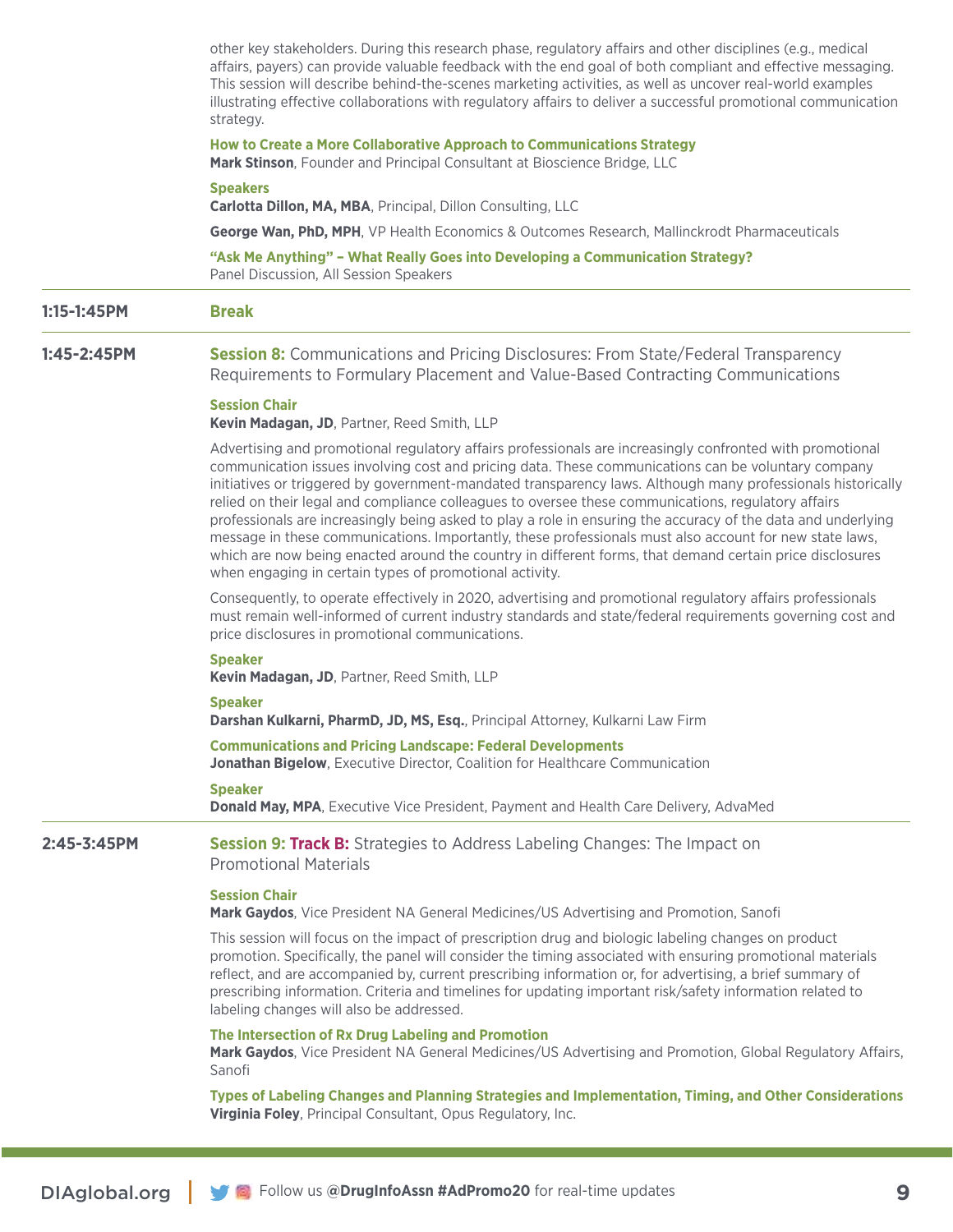other key stakeholders. During this research phase, regulatory affairs and other disciplines (e.g., medical affairs, payers) can provide valuable feedback with the end goal of both compliant and effective messaging. This session will describe behind-the-scenes marketing activities, as well as uncover real-world examples illustrating effective collaborations with regulatory affairs to deliver a successful promotional communication strategy.

**How to Create a More Collaborative Approach to Communications Strategy**
**Mark Stinson**, Founder and Principal Consultant at Bioscience Bridge, LLC

**Speakers**
**Carlotta Dillon, MA, MBA**, Principal, Dillon Consulting, LLC

**George Wan, PhD, MPH**, VP Health Economics & Outcomes Research, Mallinckrodt Pharmaceuticals

**"Ask Me Anything" – What Really Goes into Developing a Communication Strategy?**
Panel Discussion, All Session Speakers

---

**1:15-1:45PM** — **Break**

---

**1:45-2:45PM**

## Session 8: Communications and Pricing Disclosures: From State/Federal Transparency Requirements to Formulary Placement and Value-Based Contracting Communications

**Session Chair**
**Kevin Madagan, JD**, Partner, Reed Smith, LLP

Advertising and promotional regulatory affairs professionals are increasingly confronted with promotional communication issues involving cost and pricing data. These communications can be voluntary company initiatives or triggered by government-mandated transparency laws. Although many professionals historically relied on their legal and compliance colleagues to oversee these communications, regulatory affairs professionals are increasingly being asked to play a role in ensuring the accuracy of the data and underlying message in these communications. Importantly, these professionals must also account for new state laws, which are now being enacted around the country in different forms, that demand certain price disclosures when engaging in certain types of promotional activity.

Consequently, to operate effectively in 2020, advertising and promotional regulatory affairs professionals must remain well-informed of current industry standards and state/federal requirements governing cost and price disclosures in promotional communications.

**Speaker**
**Kevin Madagan, JD**, Partner, Reed Smith, LLP

**Speaker**
**Darshan Kulkarni, PharmD, JD, MS, Esq.**, Principal Attorney, Kulkarni Law Firm

**Communications and Pricing Landscape: Federal Developments**
**Jonathan Bigelow**, Executive Director, Coalition for Healthcare Communication

**Speaker**
**Donald May, MPA**, Executive Vice President, Payment and Health Care Delivery, AdvaMed

---

**2:45-3:45PM**

## Session 9: Track B: Strategies to Address Labeling Changes: The Impact on Promotional Materials

**Session Chair**
**Mark Gaydos**, Vice President NA General Medicines/US Advertising and Promotion, Sanofi

This session will focus on the impact of prescription drug and biologic labeling changes on product promotion. Specifically, the panel will consider the timing associated with ensuring promotional materials reflect, and are accompanied by, current prescribing information or, for advertising, a brief summary of prescribing information. Criteria and timelines for updating important risk/safety information related to labeling changes will also be addressed.

**The Intersection of Rx Drug Labeling and Promotion**
**Mark Gaydos**, Vice President NA General Medicines/US Advertising and Promotion, Global Regulatory Affairs, Sanofi

**Types of Labeling Changes and Planning Strategies and Implementation, Timing, and Other Considerations**
**Virginia Foley**, Principal Consultant, Opus Regulatory, Inc.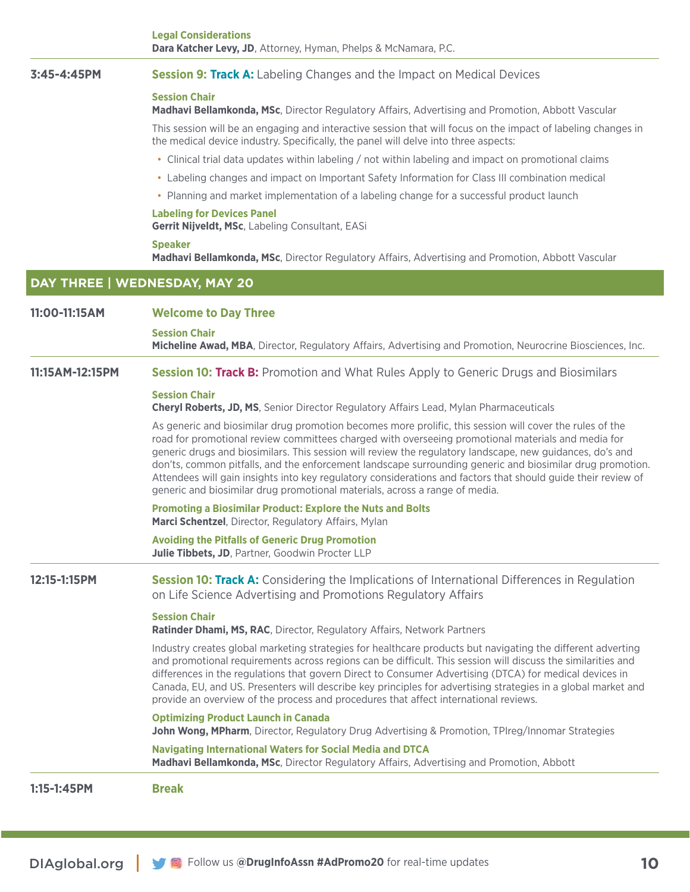**Legal Considerations**
**Dara Katcher Levy, JD**, Attorney, Hyman, Phelps & McNamara, P.C.

---

**3:45-4:45PM**

### Session 9: Track A: Labeling Changes and the Impact on Medical Devices

**Session Chair**
**Madhavi Bellamkonda, MSc**, Director Regulatory Affairs, Advertising and Promotion, Abbott Vascular

This session will be an engaging and interactive session that will focus on the impact of labeling changes in the medical device industry. Specifically, the panel will delve into three aspects:

- Clinical trial data updates within labeling / not within labeling and impact on promotional claims
- Labeling changes and impact on Important Safety Information for Class III combination medical
- Planning and market implementation of a labeling change for a successful product launch

**Labeling for Devices Panel**
**Gerrit Nijveldt, MSc**, Labeling Consultant, EASi

**Speaker**
**Madhavi Bellamkonda, MSc**, Director Regulatory Affairs, Advertising and Promotion, Abbott Vascular

## DAY THREE | WEDNESDAY, MAY 20

**11:00-11:15AM**

### Welcome to Day Three

**Session Chair**
**Micheline Awad, MBA**, Director, Regulatory Affairs, Advertising and Promotion, Neurocrine Biosciences, Inc.

---

**11:15AM-12:15PM**

### Session 10: Track B: Promotion and What Rules Apply to Generic Drugs and Biosimilars

**Session Chair**
**Cheryl Roberts, JD, MS**, Senior Director Regulatory Affairs Lead, Mylan Pharmaceuticals

As generic and biosimilar drug promotion becomes more prolific, this session will cover the rules of the road for promotional review committees charged with overseeing promotional materials and media for generic drugs and biosimilars. This session will review the regulatory landscape, new guidances, do's and don'ts, common pitfalls, and the enforcement landscape surrounding generic and biosimilar drug promotion. Attendees will gain insights into key regulatory considerations and factors that should guide their review of generic and biosimilar drug promotional materials, across a range of media.

**Promoting a Biosimilar Product: Explore the Nuts and Bolts**
**Marci Schentzel**, Director, Regulatory Affairs, Mylan

**Avoiding the Pitfalls of Generic Drug Promotion**
**Julie Tibbets, JD**, Partner, Goodwin Procter LLP

---

**12:15-1:15PM**

### Session 10: Track A: Considering the Implications of International Differences in Regulation on Life Science Advertising and Promotions Regulatory Affairs

**Session Chair**
**Ratinder Dhami, MS, RAC**, Director, Regulatory Affairs, Network Partners

Industry creates global marketing strategies for healthcare products but navigating the different adverting and promotional requirements across regions can be difficult. This session will discuss the similarities and differences in the regulations that govern Direct to Consumer Advertising (DTCA) for medical devices in Canada, EU, and US. Presenters will describe key principles for advertising strategies in a global market and provide an overview of the process and procedures that affect international reviews.

**Optimizing Product Launch in Canada**
**John Wong, MPharm**, Director, Regulatory Drug Advertising & Promotion, TPIreg/Innomar Strategies

**Navigating International Waters for Social Media and DTCA**
**Madhavi Bellamkonda, MSc**, Director Regulatory Affairs, Advertising and Promotion, Abbott

---

**1:15-1:45PM**

### Break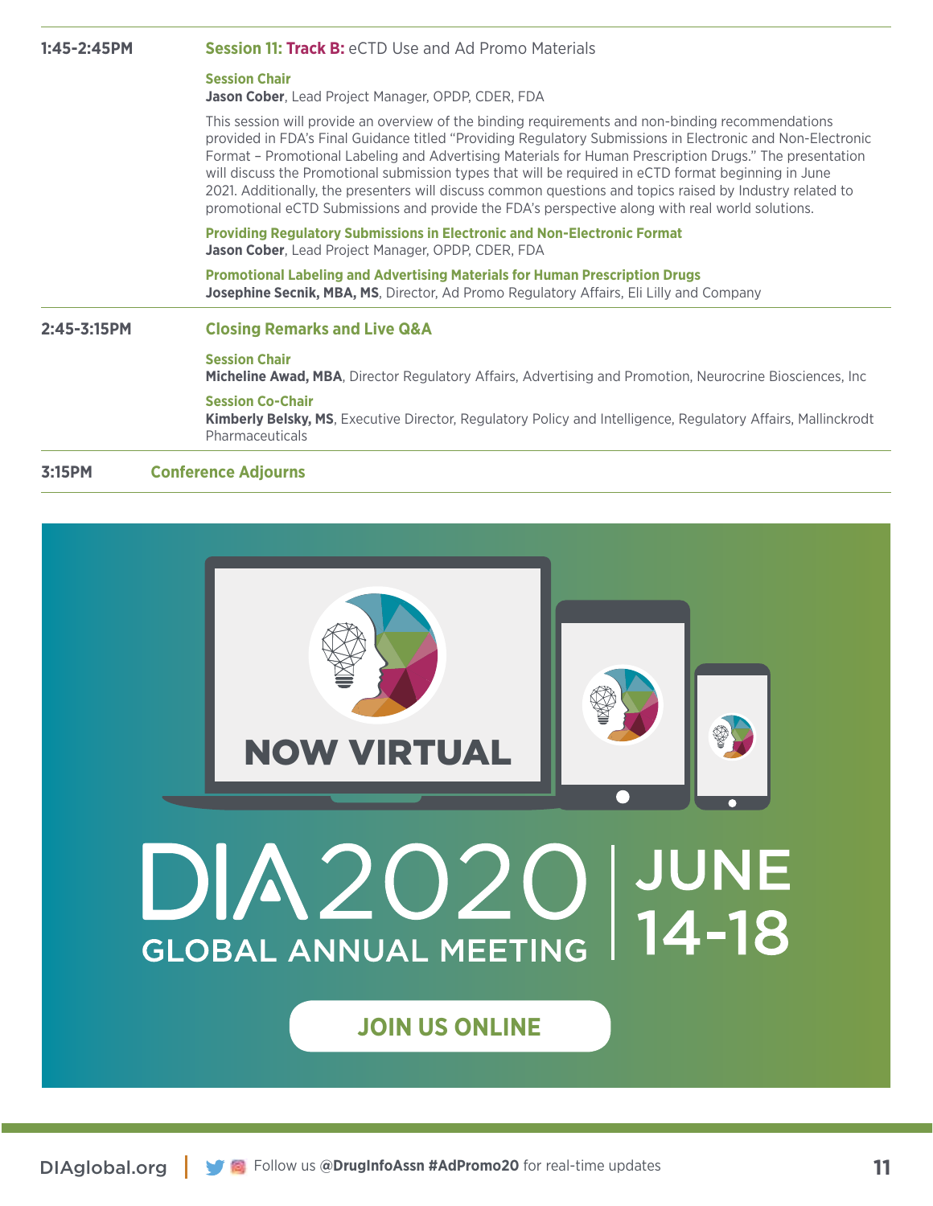**1:45-2:45PM**

### Session 11: Track B: eCTD Use and Ad Promo Materials

**Session Chair**
**Jason Cober**, Lead Project Manager, OPDP, CDER, FDA

This session will provide an overview of the binding requirements and non-binding recommendations provided in FDA's Final Guidance titled "Providing Regulatory Submissions in Electronic and Non-Electronic Format – Promotional Labeling and Advertising Materials for Human Prescription Drugs." The presentation will discuss the Promotional submission types that will be required in eCTD format beginning in June 2021. Additionally, the presenters will discuss common questions and topics raised by Industry related to promotional eCTD Submissions and provide the FDA's perspective along with real world solutions.

**Providing Regulatory Submissions in Electronic and Non-Electronic Format**
**Jason Cober**, Lead Project Manager, OPDP, CDER, FDA

**Promotional Labeling and Advertising Materials for Human Prescription Drugs**
**Josephine Secnik, MBA, MS**, Director, Ad Promo Regulatory Affairs, Eli Lilly and Company

**2:45-3:15PM**

### Closing Remarks and Live Q&A

**Session Chair**
**Micheline Awad, MBA**, Director Regulatory Affairs, Advertising and Promotion, Neurocrine Biosciences, Inc

**Session Co-Chair**
**Kimberly Belsky, MS**, Executive Director, Regulatory Policy and Intelligence, Regulatory Affairs, Mallinckrodt Pharmaceuticals

**3:15PM**

### Conference Adjourns

NOW VIRTUAL

DIA 2020 GLOBAL ANNUAL MEETING | JUNE 14-18

JOIN US ONLINE

DIAglobal.org | Follow us @DrugInfoAssn #AdPromo20 for real-time updates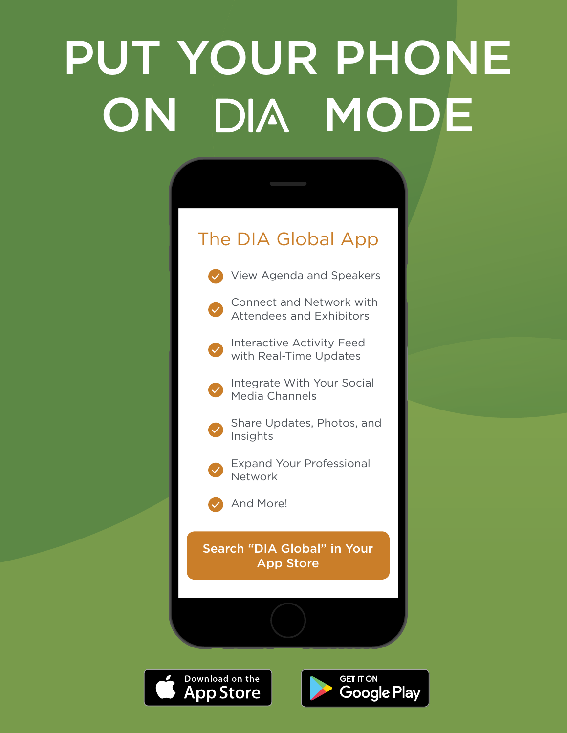# PUT YOUR PHONE ON DIA MODE

## The DIA Global App

- View Agenda and Speakers
- Connect and Network with Attendees and Exhibitors
- Interactive Activity Feed with Real-Time Updates
- Integrate With Your Social Media Channels
- Share Updates, Photos, and Insights
- Expand Your Professional Network
- And More!

**Search “DIA Global” in Your App Store**

Download on the App Store

GET IT ON Google Play